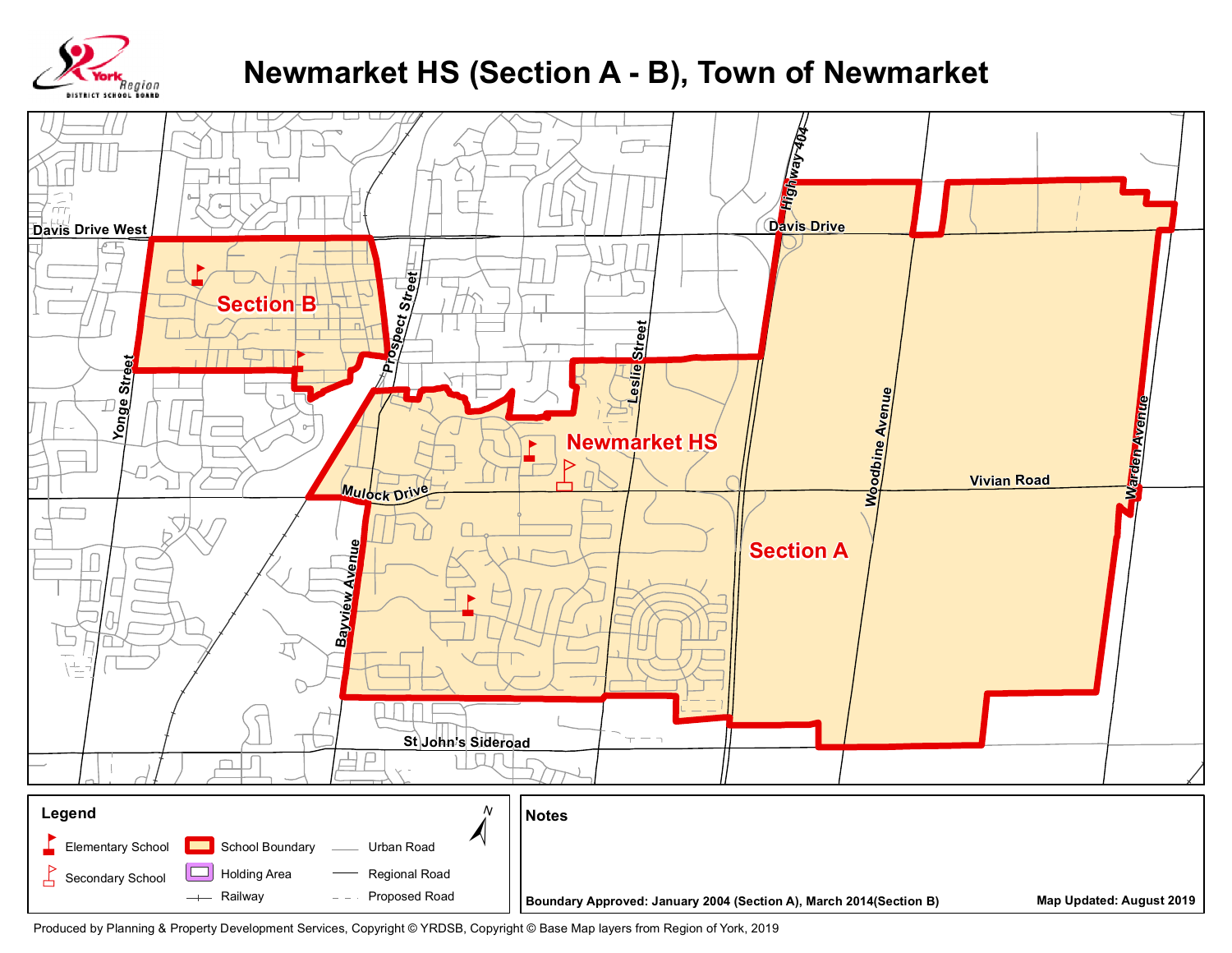# Newmarket HS (Section A - B), Town of Newmarket

York Region DISTRICT SCHOOL BOARD

Davis Drive West

Section B

Yonge Street

Prospect Street

Highway 404

Davis Drive

Leslie Street

Newmarket HS

Woodbine Avenue

Warden Avenue

Vivian Road

Mulock Drive

Section A

Bayview Avenue

St John's Sideroad

**Legend**

- Elementary School
- Secondary School
- School Boundary
- Holding Area
- Railway
- Urban Road
- Regional Road
- Proposed Road

N

**Notes**

**Boundary Approved: January 2004 (Section A), March 2014(Section B)**

**Map Updated: August 2019**

Produced by Planning & Property Development Services, Copyright © YRDSB, Copyright © Base Map layers from Region of York, 2019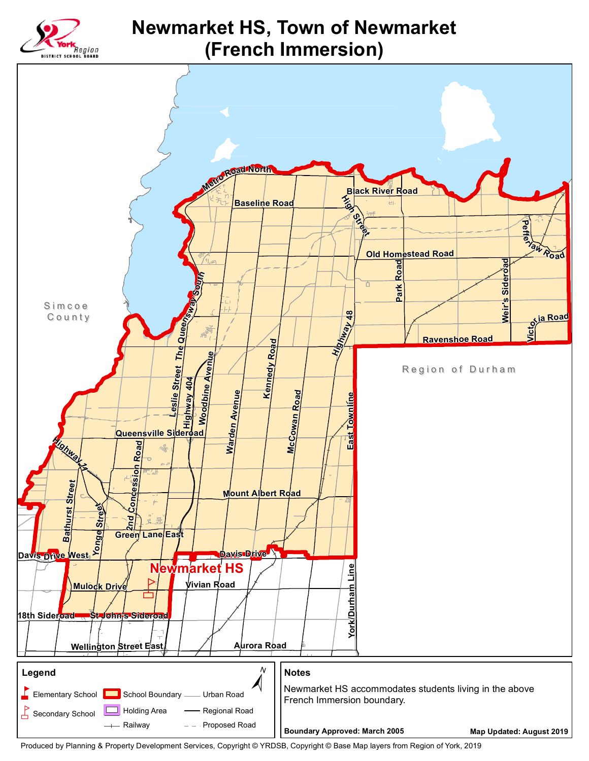# Newmarket HS, Town of Newmarket (French Immersion)

Simcoe County

Region of Durham

Metro Road North
Baseline Road
Black River Road
High Street
Old Homestead Road
Pefferlaw Road
Park Road
Weir's Sideroad
Victoria Road
Ravenshoe Road
The Queensway South
Leslie Street
Highway 404
Woodbine Avenue
Warden Avenue
Kennedy Road
McCowan Road
Highway 48
East Townline
Queensville Sideroad
Highway 11
Bathurst Street
Yonge Street
2nd Concession Road
Mount Albert Road
Green Lane East
Davis Drive West
Davis Drive
Newmarket HS
Mulock Drive
Vivian Road
York/Durham Line
18th Sideroad
St John's Sideroad
Wellington Street East
Aurora Road

## Legend

- Elementary School
- Secondary School
- School Boundary
- Holding Area
- Railway
- Urban Road
- Regional Road
- Proposed Road

N

## Notes

Newmarket HS accommodates students living in the above French Immersion boundary.

**Boundary Approved: March 2005**

**Map Updated: August 2019**

Produced by Planning & Property Development Services, Copyright © YRDSB, Copyright © Base Map layers from Region of York, 2019